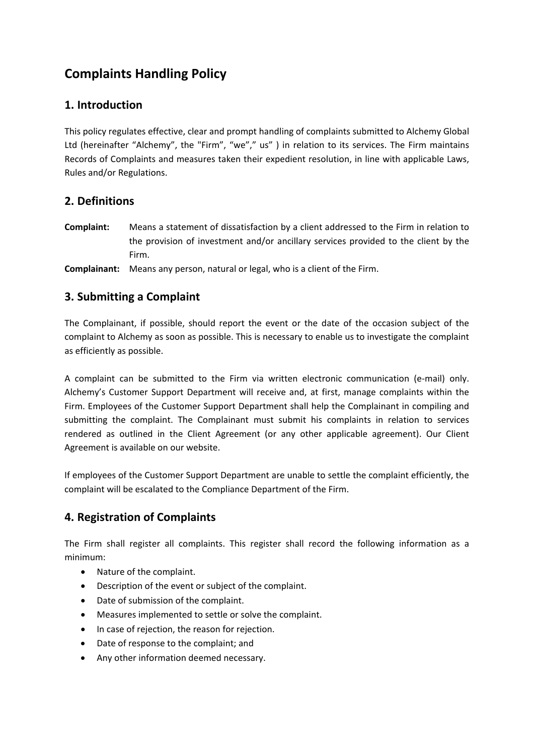# Complaints Handling Policy

## 1. Introduction

This policy regulates effective, clear and prompt handling of complaints submitted to Alchemy Global Ltd (hereinafter "Alchemy", the "Firm", "we"," us" ) in relation to its services. The Firm maintains Records of Complaints and measures taken their expedient resolution, in line with applicable Laws, Rules and/or Regulations.

## 2. Definitions

**Complaint:** Means a statement of dissatisfaction by a client addressed to the Firm in relation to the provision of investment and/or ancillary services provided to the client by the Firm.

**Complainant:** Means any person, natural or legal, who is a client of the Firm.

## 3. Submitting a Complaint

The Complainant, if possible, should report the event or the date of the occasion subject of the complaint to Alchemy as soon as possible. This is necessary to enable us to investigate the complaint as efficiently as possible.

A complaint can be submitted to the Firm via written electronic communication (e-mail) only. Alchemy's Customer Support Department will receive and, at first, manage complaints within the Firm. Employees of the Customer Support Department shall help the Complainant in compiling and submitting the complaint. The Complainant must submit his complaints in relation to services rendered as outlined in the Client Agreement (or any other applicable agreement). Our Client Agreement is available on our website.

If employees of the Customer Support Department are unable to settle the complaint efficiently, the complaint will be escalated to the Compliance Department of the Firm.

## 4. Registration of Complaints

The Firm shall register all complaints. This register shall record the following information as a minimum:

- Nature of the complaint.
- Description of the event or subject of the complaint.
- Date of submission of the complaint.
- Measures implemented to settle or solve the complaint.
- In case of rejection, the reason for rejection.
- Date of response to the complaint; and
- Any other information deemed necessary.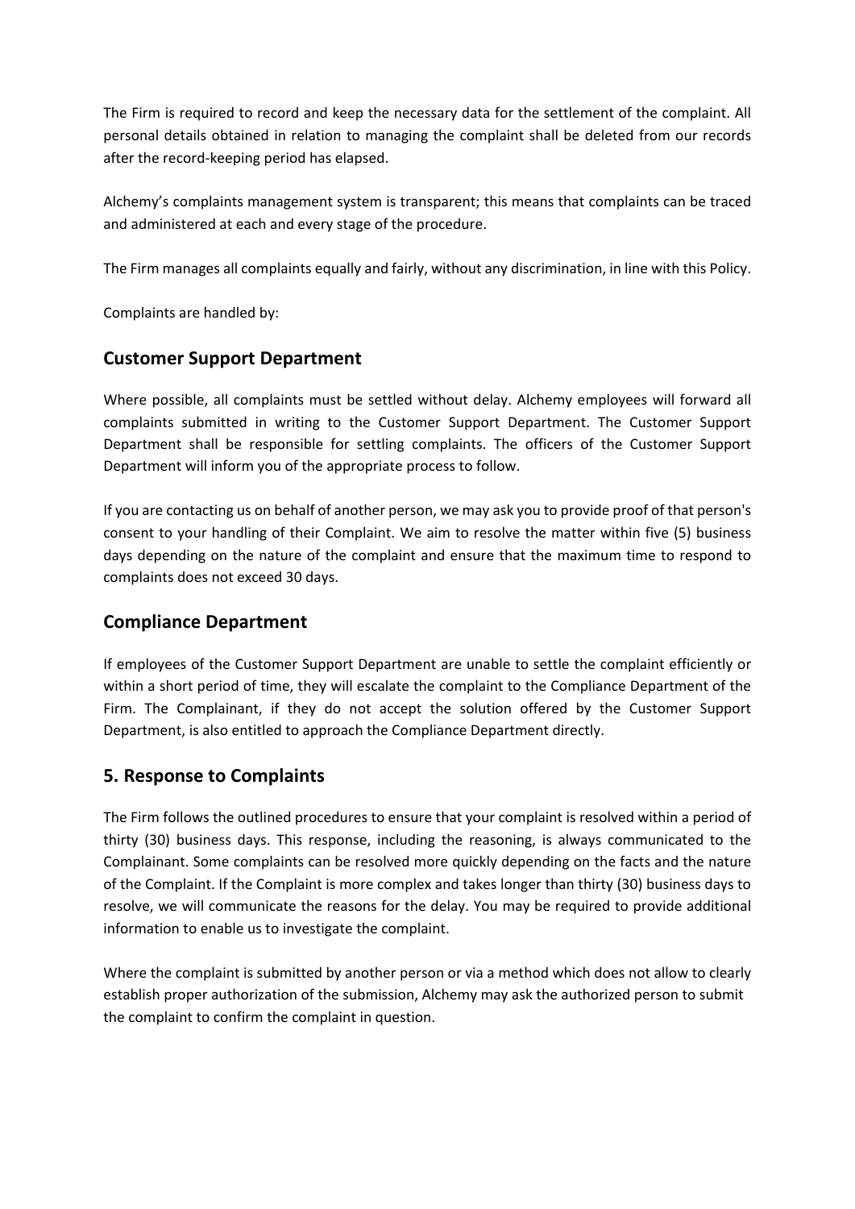The Firm is required to record and keep the necessary data for the settlement of the complaint. All personal details obtained in relation to managing the complaint shall be deleted from our records after the record-keeping period has elapsed.

Alchemy's complaints management system is transparent; this means that complaints can be traced and administered at each and every stage of the procedure.

The Firm manages all complaints equally and fairly, without any discrimination, in line with this Policy.

Complaints are handled by:

### Customer Support Department

Where possible, all complaints must be settled without delay. Alchemy employees will forward all complaints submitted in writing to the Customer Support Department. The Customer Support Department shall be responsible for settling complaints. The officers of the Customer Support Department will inform you of the appropriate process to follow.

If you are contacting us on behalf of another person, we may ask you to provide proof of that person's consent to your handling of their Complaint. We aim to resolve the matter within five (5) business days depending on the nature of the complaint and ensure that the maximum time to respond to complaints does not exceed 30 days.

### Compliance Department

If employees of the Customer Support Department are unable to settle the complaint efficiently or within a short period of time, they will escalate the complaint to the Compliance Department of the Firm. The Complainant, if they do not accept the solution offered by the Customer Support Department, is also entitled to approach the Compliance Department directly.

## 5. Response to Complaints

The Firm follows the outlined procedures to ensure that your complaint is resolved within a period of thirty (30) business days. This response, including the reasoning, is always communicated to the Complainant. Some complaints can be resolved more quickly depending on the facts and the nature of the Complaint. If the Complaint is more complex and takes longer than thirty (30) business days to resolve, we will communicate the reasons for the delay. You may be required to provide additional information to enable us to investigate the complaint.

Where the complaint is submitted by another person or via a method which does not allow to clearly establish proper authorization of the submission, Alchemy may ask the authorized person to submit the complaint to confirm the complaint in question.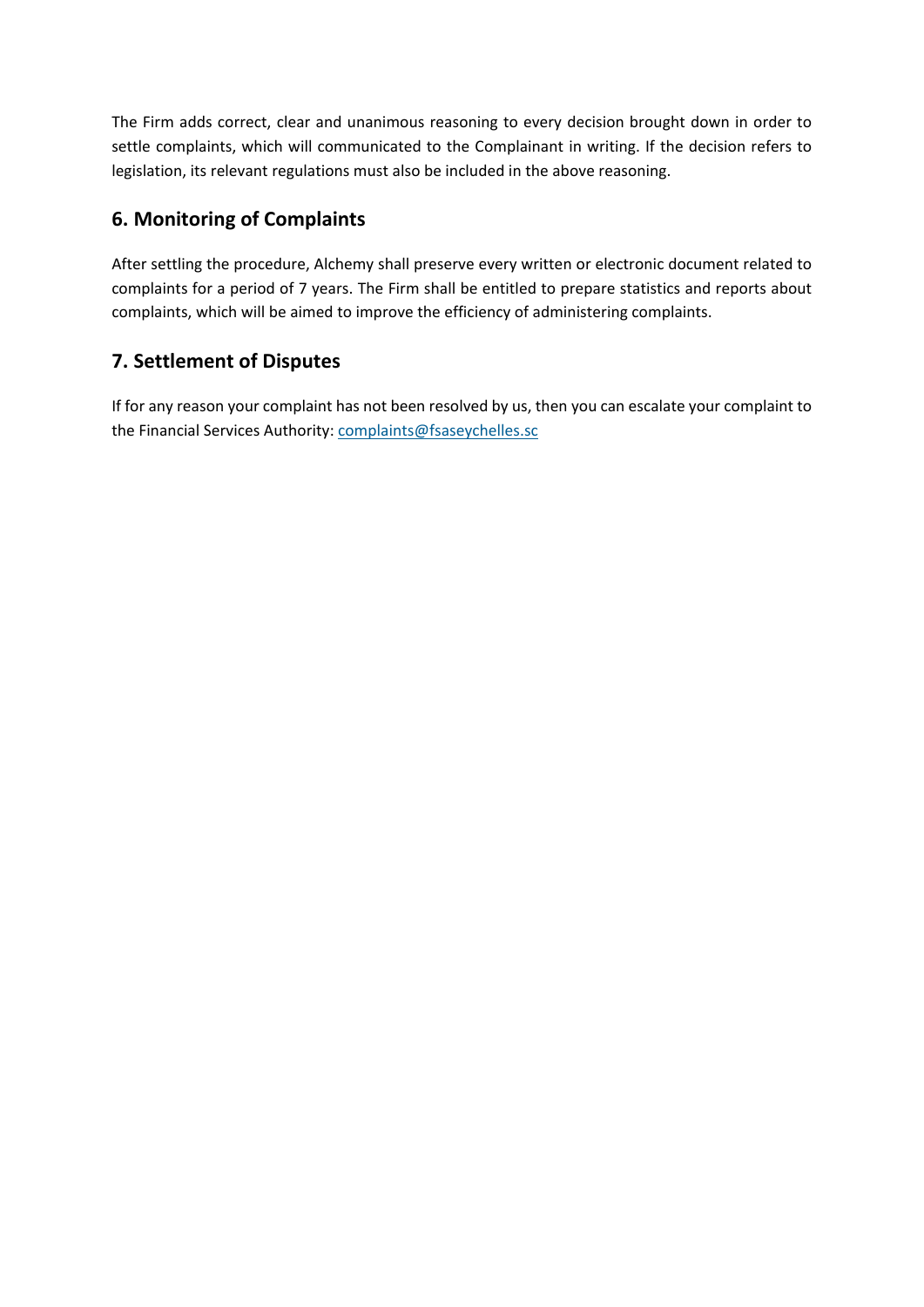The Firm adds correct, clear and unanimous reasoning to every decision brought down in order to settle complaints, which will communicated to the Complainant in writing. If the decision refers to legislation, its relevant regulations must also be included in the above reasoning.

## 6. Monitoring of Complaints

After settling the procedure, Alchemy shall preserve every written or electronic document related to complaints for a period of 7 years. The Firm shall be entitled to prepare statistics and reports about complaints, which will be aimed to improve the efficiency of administering complaints.

## 7. Settlement of Disputes

If for any reason your complaint has not been resolved by us, then you can escalate your complaint to the Financial Services Authority: complaints@fsaseychelles.sc